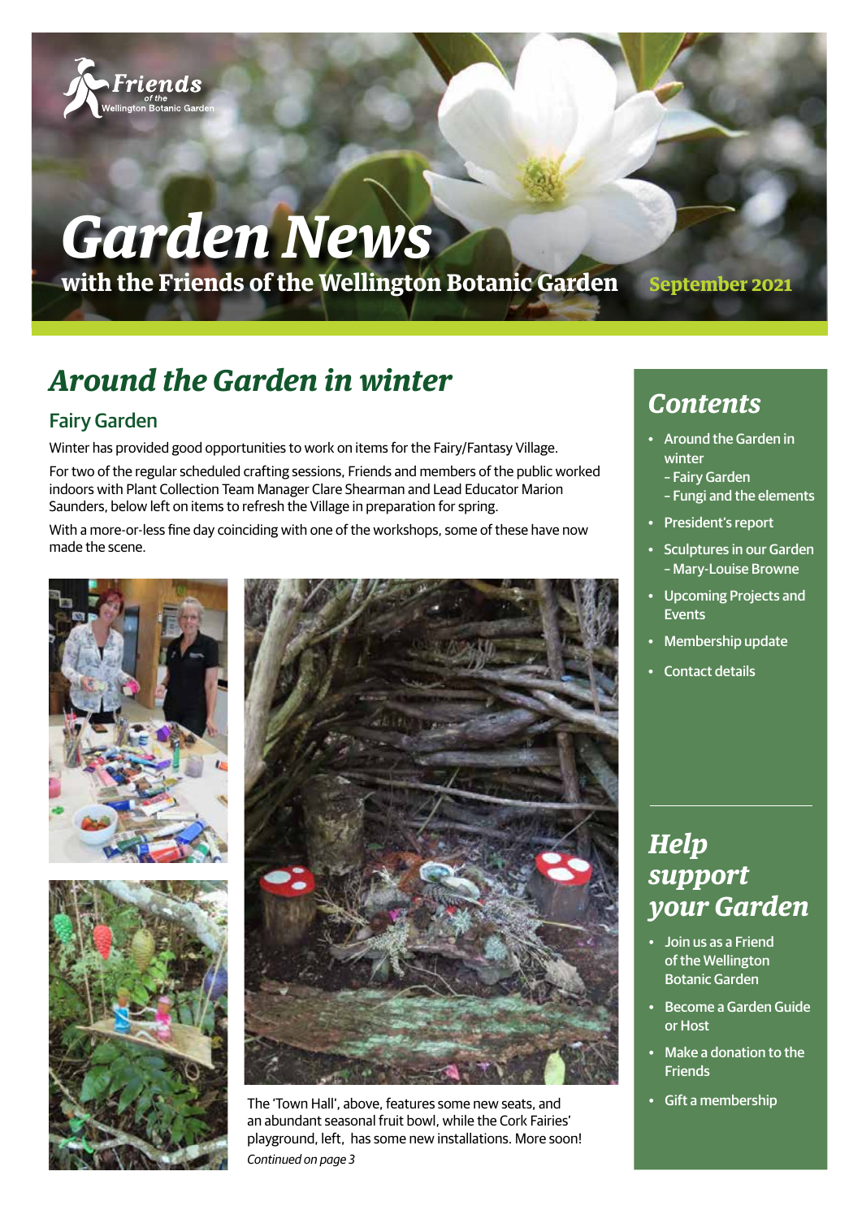Friends of the Wellington Botanic Garden

# Garden News

**with the Friends of the Wellington Botanic Garden** **September 2021**

## *Around the Garden in winter*

### Fairy Garden

Winter has provided good opportunities to work on items for the Fairy/Fantasy Village.

For two of the regular scheduled crafting sessions, Friends and members of the public worked indoors with Plant Collection Team Manager Clare Shearman and Lead Educator Marion Saunders, below left on items to refresh the Village in preparation for spring.

With a more-or-less fine day coinciding with one of the workshops, some of these have now made the scene.

The 'Town Hall', above, features some new seats, and an abundant seasonal fruit bowl, while the Cork Fairies' playground, left, has some new installations. More soon!

*Continued on page 3*

## *Contents*

- Around the Garden in winter
  - Fairy Garden
  - Fungi and the elements
- President's report
- Sculptures in our Garden – Mary-Louise Browne
- Upcoming Projects and Events
- Membership update
- Contact details

## *Help support your Garden*

- Join us as a Friend of the Wellington Botanic Garden
- Become a Garden Guide or Host
- Make a donation to the Friends
- Gift a membership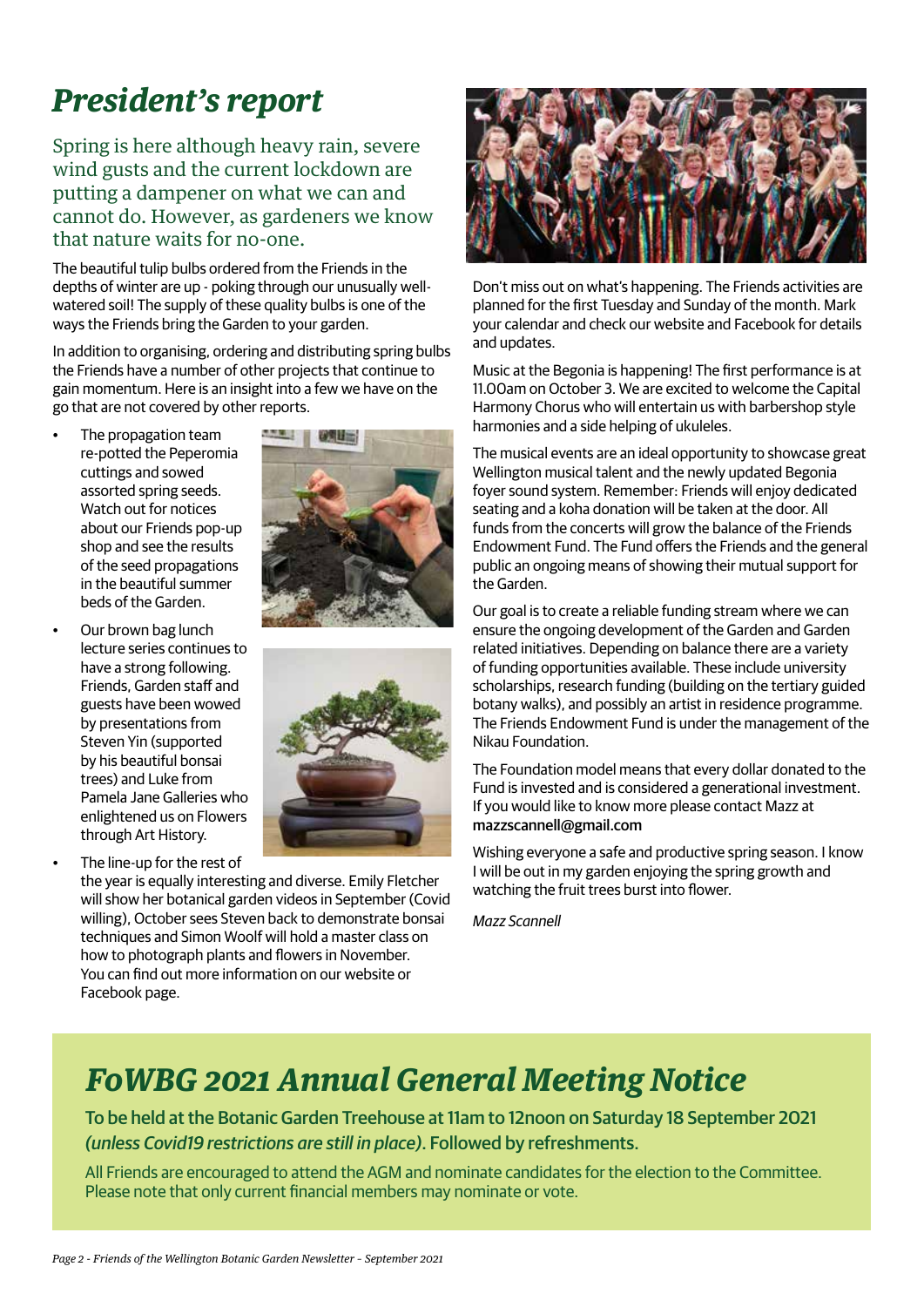# *President's report*

Spring is here although heavy rain, severe wind gusts and the current lockdown are putting a dampener on what we can and cannot do. However, as gardeners we know that nature waits for no-one.

The beautiful tulip bulbs ordered from the Friends in the depths of winter are up - poking through our unusually well-watered soil! The supply of these quality bulbs is one of the ways the Friends bring the Garden to your garden.

In addition to organising, ordering and distributing spring bulbs the Friends have a number of other projects that continue to gain momentum. Here is an insight into a few we have on the go that are not covered by other reports.

- The propagation team re-potted the Peperomia cuttings and sowed assorted spring seeds. Watch out for notices about our Friends pop-up shop and see the results of the seed propagations in the beautiful summer beds of the Garden.
- Our brown bag lunch lecture series continues to have a strong following. Friends, Garden staff and guests have been wowed by presentations from Steven Yin (supported by his beautiful bonsai trees) and Luke from Pamela Jane Galleries who enlightened us on Flowers through Art History.
- The line-up for the rest of the year is equally interesting and diverse. Emily Fletcher will show her botanical garden videos in September (Covid willing), October sees Steven back to demonstrate bonsai techniques and Simon Woolf will hold a master class on how to photograph plants and flowers in November. You can find out more information on our website or Facebook page.

Don't miss out on what's happening. The Friends activities are planned for the first Tuesday and Sunday of the month. Mark your calendar and check our website and Facebook for details and updates.

Music at the Begonia is happening! The first performance is at 11.00am on October 3. We are excited to welcome the Capital Harmony Chorus who will entertain us with barbershop style harmonies and a side helping of ukuleles.

The musical events are an ideal opportunity to showcase great Wellington musical talent and the newly updated Begonia foyer sound system. Remember: Friends will enjoy dedicated seating and a koha donation will be taken at the door. All funds from the concerts will grow the balance of the Friends Endowment Fund. The Fund offers the Friends and the general public an ongoing means of showing their mutual support for the Garden.

Our goal is to create a reliable funding stream where we can ensure the ongoing development of the Garden and Garden related initiatives. Depending on balance there are a variety of funding opportunities available. These include university scholarships, research funding (building on the tertiary guided botany walks), and possibly an artist in residence programme. The Friends Endowment Fund is under the management of the Nikau Foundation.

The Foundation model means that every dollar donated to the Fund is invested and is considered a generational investment. If you would like to know more please contact Mazz at **mazzscannell@gmail.com**

Wishing everyone a safe and productive spring season. I know I will be out in my garden enjoying the spring growth and watching the fruit trees burst into flower.

*Mazz Scannell*

# *FoWBG 2021 Annual General Meeting Notice*

**To be held at the Botanic Garden Treehouse at 11am to 12noon on Saturday 18 September 2021 *(unless Covid19 restrictions are still in place)*. Followed by refreshments.**

All Friends are encouraged to attend the AGM and nominate candidates for the election to the Committee. Please note that only current financial members may nominate or vote.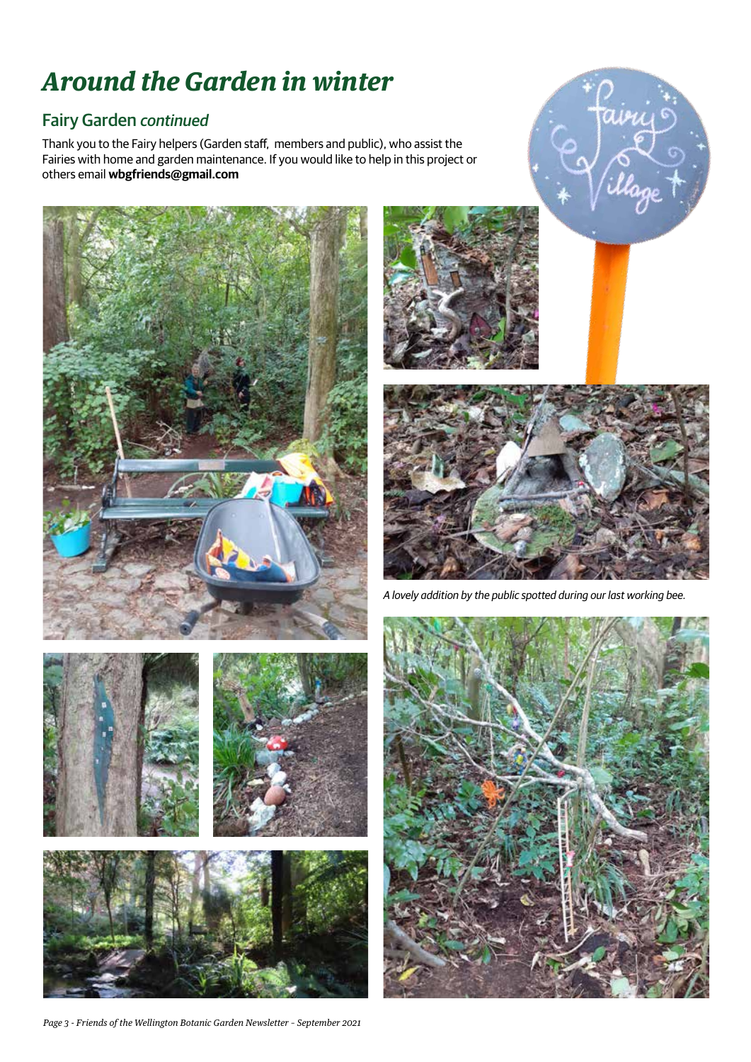# Around the Garden in winter

## Fairy Garden *continued*

Thank you to the Fairy helpers (Garden staff, members and public), who assist the Fairies with home and garden maintenance. If you would like to help in this project or others email **wbgfriends@gmail.com**

*A lovely addition by the public spotted during our last working bee.*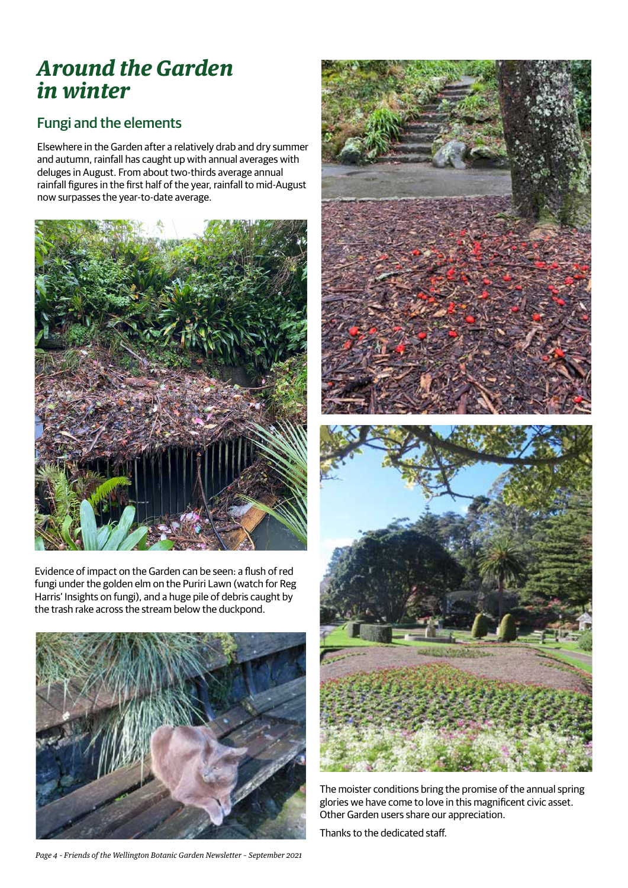# *Around the Garden in winter*

## Fungi and the elements

Elsewhere in the Garden after a relatively drab and dry summer and autumn, rainfall has caught up with annual averages with deluges in August. From about two-thirds average annual rainfall figures in the first half of the year, rainfall to mid-August now surpasses the year-to-date average.

Evidence of impact on the Garden can be seen: a flush of red fungi under the golden elm on the Puriri Lawn (watch for Reg Harris' Insights on fungi), and a huge pile of debris caught by the trash rake across the stream below the duckpond.

The moister conditions bring the promise of the annual spring glories we have come to love in this magnificent civic asset. Other Garden users share our appreciation.

Thanks to the dedicated staff.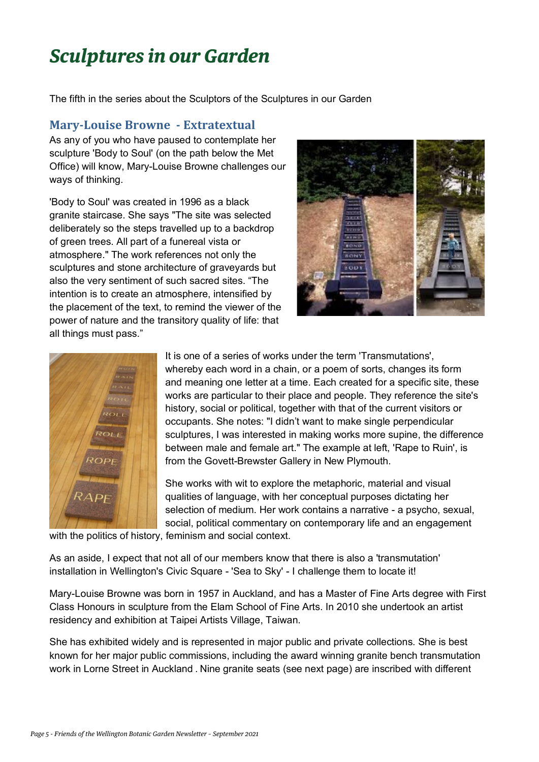# *Sculptures in our Garden*

The fifth in the series about the Sculptors of the Sculptures in our Garden

## Mary-Louise Browne - Extratextual

As any of you who have paused to contemplate her sculpture 'Body to Soul' (on the path below the Met Office) will know, Mary-Louise Browne challenges our ways of thinking.

'Body to Soul' was created in 1996 as a black granite staircase. She says "The site was selected deliberately so the steps travelled up to a backdrop of green trees. All part of a funereal vista or atmosphere." The work references not only the sculptures and stone architecture of graveyards but also the very sentiment of such sacred sites. "The intention is to create an atmosphere, intensified by the placement of the text, to remind the viewer of the power of nature and the transitory quality of life: that all things must pass."

It is one of a series of works under the term 'Transmutations', whereby each word in a chain, or a poem of sorts, changes its form and meaning one letter at a time. Each created for a specific site, these works are particular to their place and people. They reference the site's history, social or political, together with that of the current visitors or occupants. She notes: "I didn't want to make single perpendicular sculptures, I was interested in making works more supine, the difference between male and female art." The example at left, 'Rape to Ruin', is from the Govett-Brewster Gallery in New Plymouth.

She works with wit to explore the metaphoric, material and visual qualities of language, with her conceptual purposes dictating her selection of medium. Her work contains a narrative - a psycho, sexual, social, political commentary on contemporary life and an engagement with the politics of history, feminism and social context.

As an aside, I expect that not all of our members know that there is also a 'transmutation' installation in Wellington's Civic Square - 'Sea to Sky' - I challenge them to locate it!

Mary-Louise Browne was born in 1957 in Auckland, and has a Master of Fine Arts degree with First Class Honours in sculpture from the Elam School of Fine Arts. In 2010 she undertook an artist residency and exhibition at Taipei Artists Village, Taiwan.

She has exhibited widely and is represented in major public and private collections. She is best known for her major public commissions, including the award winning granite bench transmutation work in Lorne Street in Auckland . Nine granite seats (see next page) are inscribed with different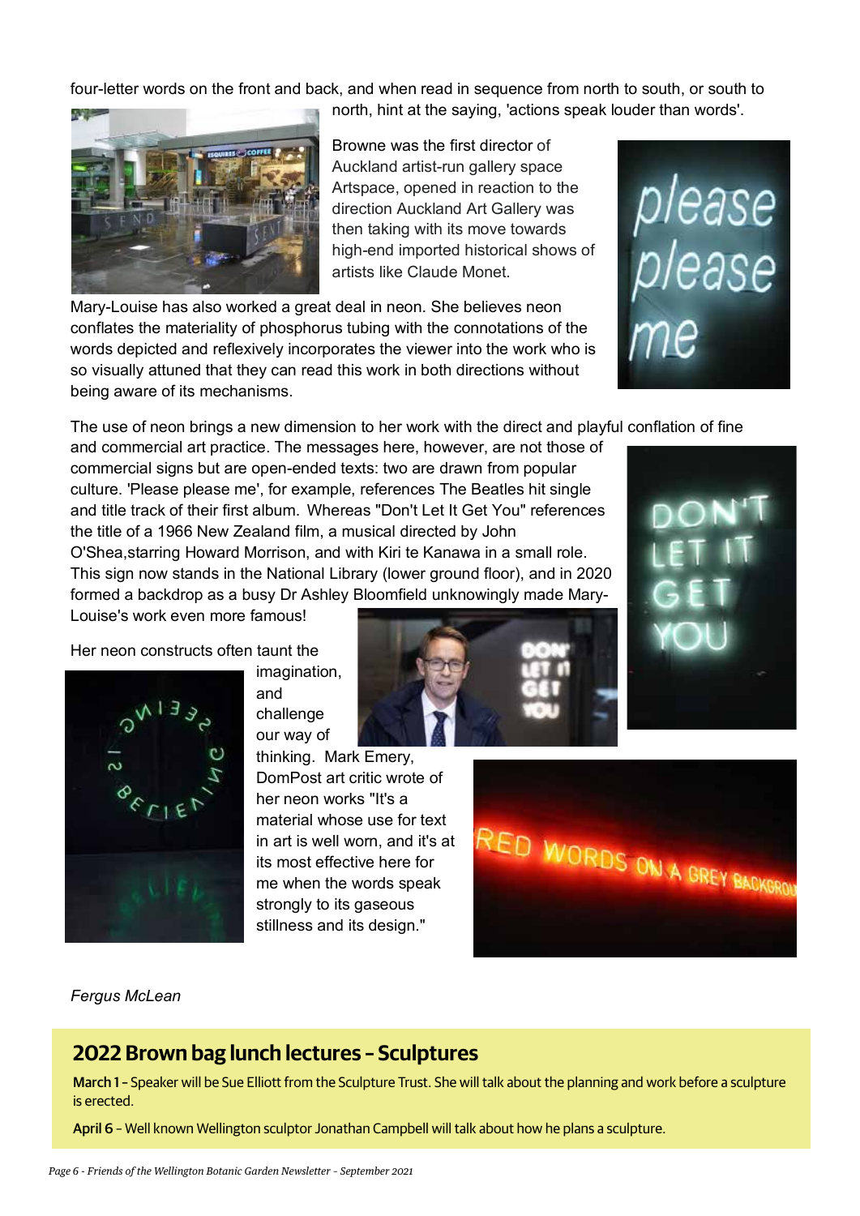four-letter words on the front and back, and when read in sequence from north to south, or south to north, hint at the saying, 'actions speak louder than words'.

Browne was the first director of Auckland artist-run gallery space Artspace, opened in reaction to the direction Auckland Art Gallery was then taking with its move towards high-end imported historical shows of artists like Claude Monet.

Mary-Louise has also worked a great deal in neon. She believes neon conflates the materiality of phosphorus tubing with the connotations of the words depicted and reflexively incorporates the viewer into the work who is so visually attuned that they can read this work in both directions without being aware of its mechanisms.

The use of neon brings a new dimension to her work with the direct and playful conflation of fine and commercial art practice. The messages here, however, are not those of commercial signs but are open-ended texts: two are drawn from popular culture. 'Please please me', for example, references The Beatles hit single and title track of their first album. Whereas "Don't Let It Get You" references the title of a 1966 New Zealand film, a musical directed by John O'Shea,starring Howard Morrison, and with Kiri te Kanawa in a small role. This sign now stands in the National Library (lower ground floor), and in 2020 formed a backdrop as a busy Dr Ashley Bloomfield unknowingly made Mary-Louise's work even more famous!

Her neon constructs often taunt the imagination, and challenge our way of thinking. Mark Emery, DomPost art critic wrote of her neon works "It's a material whose use for text in art is well worn, and it's at its most effective here for me when the words speak strongly to its gaseous stillness and its design."

*Fergus McLean*

## 2022 Brown bag lunch lectures – Sculptures

**March 1** – Speaker will be Sue Elliott from the Sculpture Trust. She will talk about the planning and work before a sculpture is erected.

**April 6** – Well known Wellington sculptor Jonathan Campbell will talk about how he plans a sculpture.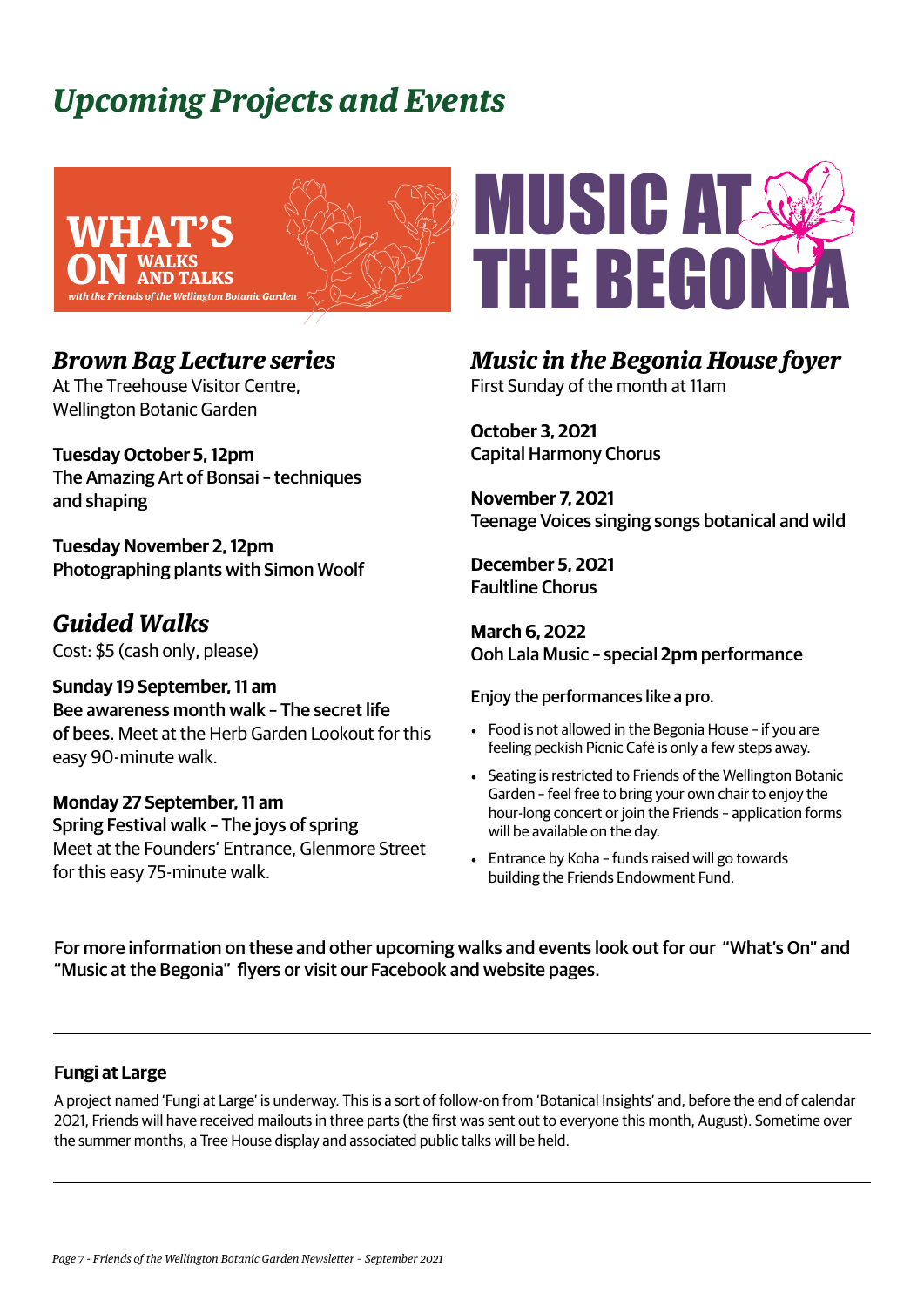# *Upcoming Projects and Events*

**WHAT'S ON** WALKS AND TALKS

*with the Friends of the Wellington Botanic Garden*

## *Brown Bag Lecture series*

At The Treehouse Visitor Centre, Wellington Botanic Garden

**Tuesday October 5, 12pm**
The Amazing Art of Bonsai – techniques and shaping

**Tuesday November 2, 12pm**
Photographing plants with Simon Woolf

## *Guided Walks*

Cost: $5 (cash only, please)

**Sunday 19 September, 11 am**
Bee awareness month walk – The secret life of bees. Meet at the Herb Garden Lookout for this easy 90-minute walk.

**Monday 27 September, 11 am**
Spring Festival walk – The joys of spring
Meet at the Founders' Entrance, Glenmore Street for this easy 75-minute walk.

**MUSIC AT THE BEGONIA**

## *Music in the Begonia House foyer*

First Sunday of the month at 11am

**October 3, 2021**
Capital Harmony Chorus

**November 7, 2021**
Teenage Voices singing songs botanical and wild

**December 5, 2021**
Faultline Chorus

**March 6, 2022**
Ooh Lala Music – special **2pm** performance

Enjoy the performances like a pro.

- Food is not allowed in the Begonia House – if you are feeling peckish Picnic Café is only a few steps away.
- Seating is restricted to Friends of the Wellington Botanic Garden – feel free to bring your own chair to enjoy the hour-long concert or join the Friends – application forms will be available on the day.
- Entrance by Koha – funds raised will go towards building the Friends Endowment Fund.

For more information on these and other upcoming walks and events look out for our "What's On" and "Music at the Begonia" flyers or visit our Facebook and website pages.

---

### Fungi at Large

A project named 'Fungi at Large' is underway. This is a sort of follow-on from 'Botanical Insights' and, before the end of calendar 2021, Friends will have received mailouts in three parts (the first was sent out to everyone this month, August). Sometime over the summer months, a Tree House display and associated public talks will be held.

---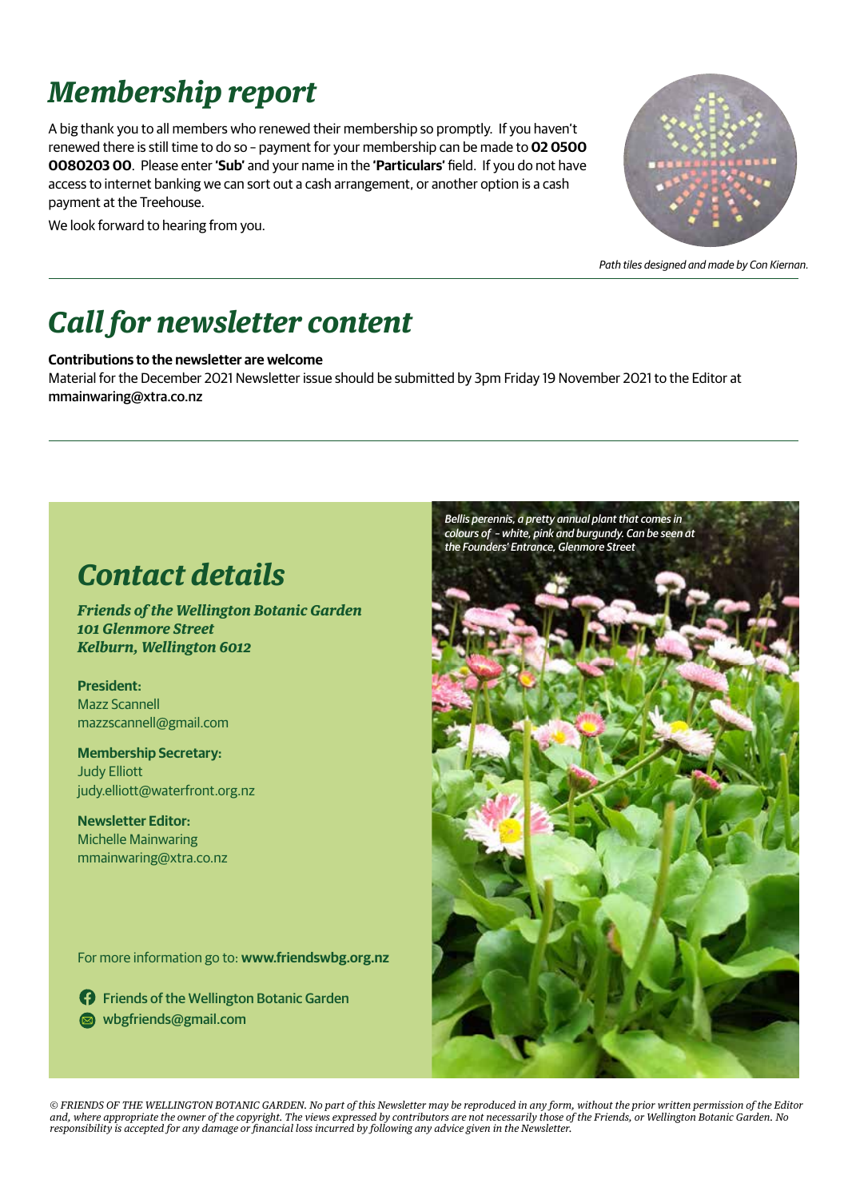## *Membership report*

A big thank you to all members who renewed their membership so promptly. If you haven't renewed there is still time to do so – payment for your membership can be made to **02 0500 0080203 00**. Please enter **'Sub'** and your name in the **'Particulars'** field. If you do not have access to internet banking we can sort out a cash arrangement, or another option is a cash payment at the Treehouse.

We look forward to hearing from you.

*Path tiles designed and made by Con Kiernan.*

## *Call for newsletter content*

**Contributions to the newsletter are welcome**

Material for the December 2021 Newsletter issue should be submitted by 3pm Friday 19 November 2021 to the Editor at mmainwaring@xtra.co.nz

## *Contact details*

***Friends of the Wellington Botanic Garden***
***101 Glenmore Street***
***Kelburn, Wellington 6012***

**President:**
Mazz Scannell
mazzscannell@gmail.com

**Membership Secretary:**
Judy Elliott
judy.elliott@waterfront.org.nz

**Newsletter Editor:**
Michelle Mainwaring
mmainwaring@xtra.co.nz

For more information go to: **www.friendswbg.org.nz**

Friends of the Wellington Botanic Garden
wbgfriends@gmail.com

*Bellis perennis, a pretty annual plant that comes in colours of – white, pink and burgundy. Can be seen at the Founders' Entrance, Glenmore Street*

*© FRIENDS OF THE WELLINGTON BOTANIC GARDEN. No part of this Newsletter may be reproduced in any form, without the prior written permission of the Editor and, where appropriate the owner of the copyright. The views expressed by contributors are not necessarily those of the Friends, or Wellington Botanic Garden. No responsibility is accepted for any damage or financial loss incurred by following any advice given in the Newsletter.*